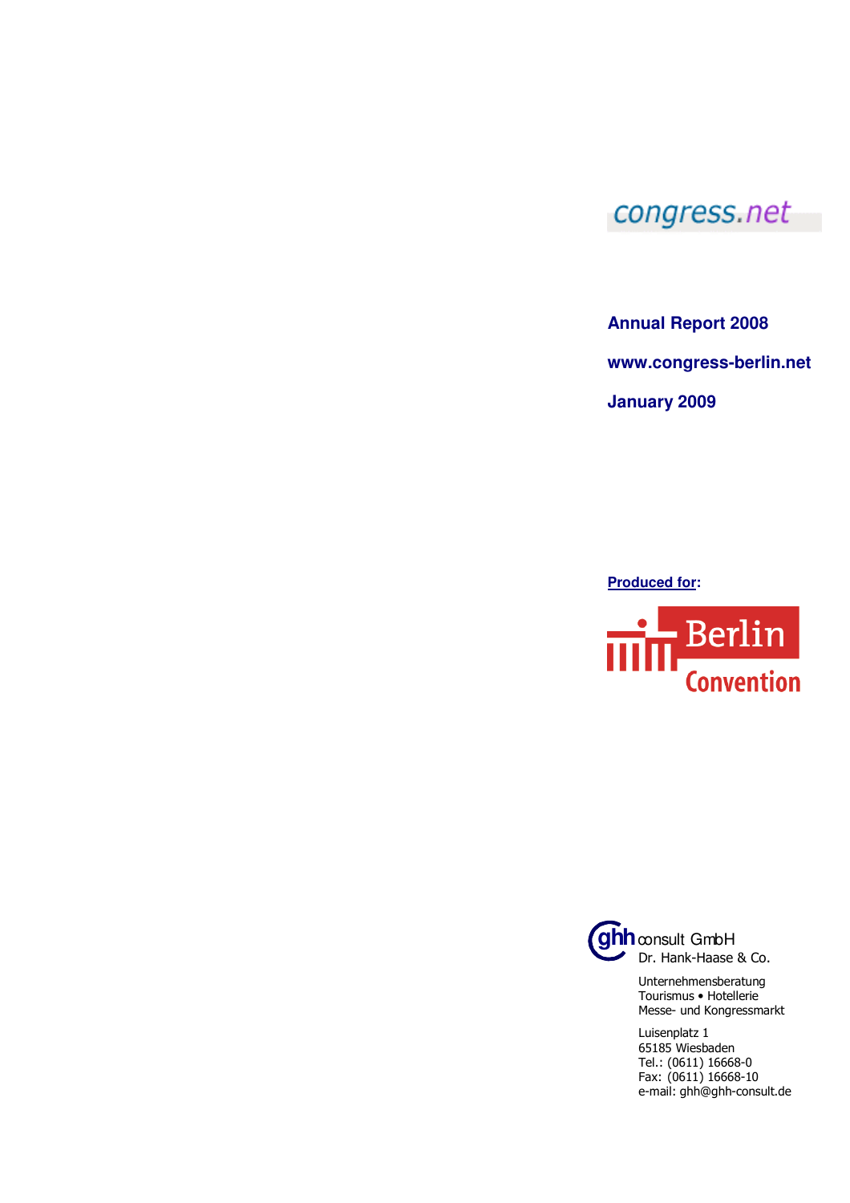congress.net

**Annual Report 2008**

**www.congress-berlin.net**

**January 2009**

**Produced for:**

Berlin Convention

ghh consult GmbH
Dr. Hank-Haase & Co.

Unternehmensberatung
Tourismus • Hotellerie
Messe- und Kongressmarkt

Luisenplatz 1
65185 Wiesbaden
Tel.: (0611) 16668-0
Fax: (0611) 16668-10
e-mail: ghh@ghh-consult.de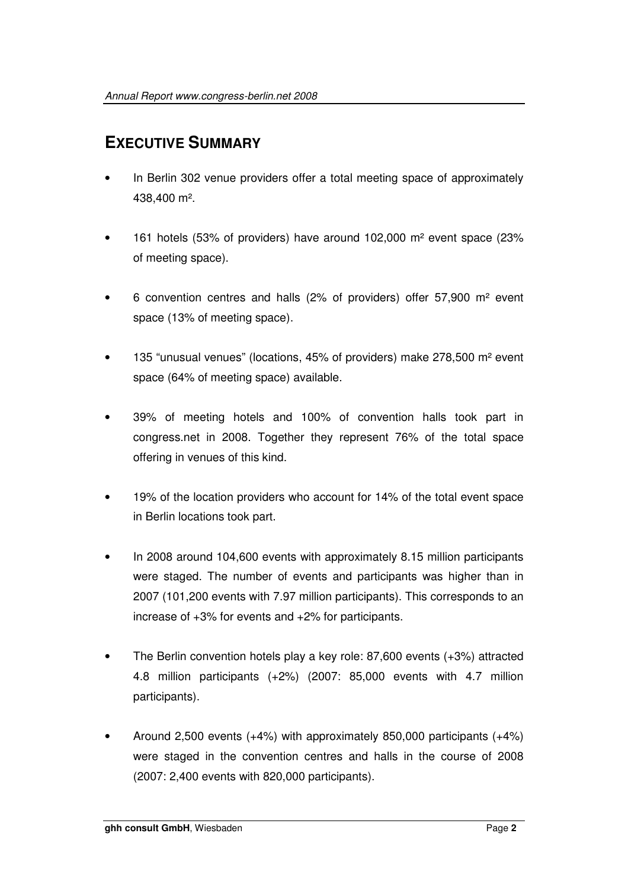## EXECUTIVE SUMMARY

- In Berlin 302 venue providers offer a total meeting space of approximately 438,400 m².
- 161 hotels (53% of providers) have around 102,000 m² event space (23% of meeting space).
- 6 convention centres and halls (2% of providers) offer 57,900 m² event space (13% of meeting space).
- 135 "unusual venues" (locations, 45% of providers) make 278,500 m² event space (64% of meeting space) available.
- 39% of meeting hotels and 100% of convention halls took part in congress.net in 2008. Together they represent 76% of the total space offering in venues of this kind.
- 19% of the location providers who account for 14% of the total event space in Berlin locations took part.
- In 2008 around 104,600 events with approximately 8.15 million participants were staged. The number of events and participants was higher than in 2007 (101,200 events with 7.97 million participants). This corresponds to an increase of +3% for events and +2% for participants.
- The Berlin convention hotels play a key role: 87,600 events (+3%) attracted 4.8 million participants (+2%) (2007: 85,000 events with 4.7 million participants).
- Around 2,500 events (+4%) with approximately 850,000 participants (+4%) were staged in the convention centres and halls in the course of 2008 (2007: 2,400 events with 820,000 participants).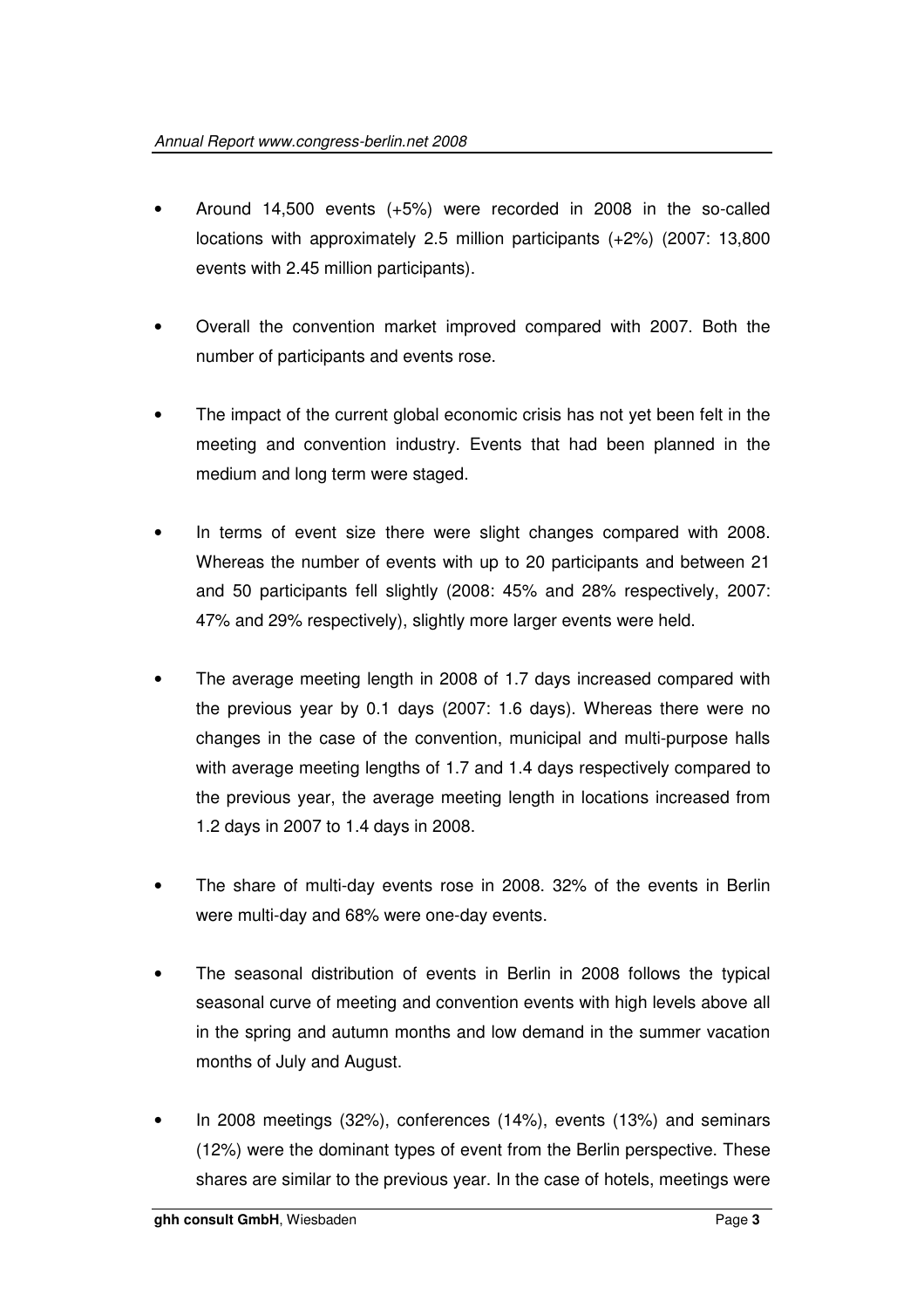- Around 14,500 events (+5%) were recorded in 2008 in the so-called locations with approximately 2.5 million participants (+2%) (2007: 13,800 events with 2.45 million participants).

- Overall the convention market improved compared with 2007. Both the number of participants and events rose.

- The impact of the current global economic crisis has not yet been felt in the meeting and convention industry. Events that had been planned in the medium and long term were staged.

- In terms of event size there were slight changes compared with 2008. Whereas the number of events with up to 20 participants and between 21 and 50 participants fell slightly (2008: 45% and 28% respectively, 2007: 47% and 29% respectively), slightly more larger events were held.

- The average meeting length in 2008 of 1.7 days increased compared with the previous year by 0.1 days (2007: 1.6 days). Whereas there were no changes in the case of the convention, municipal and multi-purpose halls with average meeting lengths of 1.7 and 1.4 days respectively compared to the previous year, the average meeting length in locations increased from 1.2 days in 2007 to 1.4 days in 2008.

- The share of multi-day events rose in 2008. 32% of the events in Berlin were multi-day and 68% were one-day events.

- The seasonal distribution of events in Berlin in 2008 follows the typical seasonal curve of meeting and convention events with high levels above all in the spring and autumn months and low demand in the summer vacation months of July and August.

- In 2008 meetings (32%), conferences (14%), events (13%) and seminars (12%) were the dominant types of event from the Berlin perspective. These shares are similar to the previous year. In the case of hotels, meetings were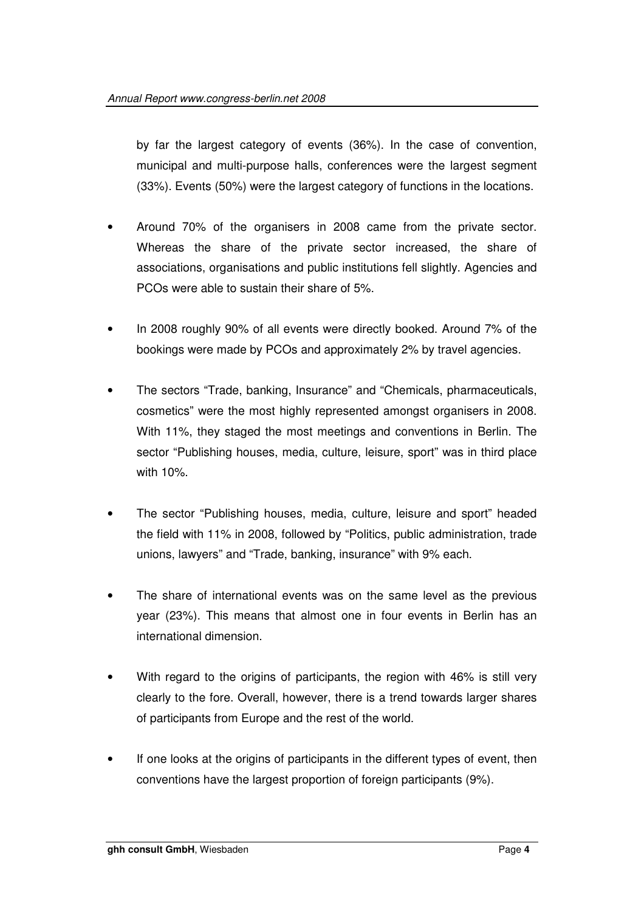by far the largest category of events (36%). In the case of convention, municipal and multi-purpose halls, conferences were the largest segment (33%). Events (50%) were the largest category of functions in the locations.

- Around 70% of the organisers in 2008 came from the private sector. Whereas the share of the private sector increased, the share of associations, organisations and public institutions fell slightly. Agencies and PCOs were able to sustain their share of 5%.

- In 2008 roughly 90% of all events were directly booked. Around 7% of the bookings were made by PCOs and approximately 2% by travel agencies.

- The sectors "Trade, banking, Insurance" and "Chemicals, pharmaceuticals, cosmetics" were the most highly represented amongst organisers in 2008. With 11%, they staged the most meetings and conventions in Berlin. The sector "Publishing houses, media, culture, leisure, sport" was in third place with 10%.

- The sector "Publishing houses, media, culture, leisure and sport" headed the field with 11% in 2008, followed by "Politics, public administration, trade unions, lawyers" and "Trade, banking, insurance" with 9% each.

- The share of international events was on the same level as the previous year (23%). This means that almost one in four events in Berlin has an international dimension.

- With regard to the origins of participants, the region with 46% is still very clearly to the fore. Overall, however, there is a trend towards larger shares of participants from Europe and the rest of the world.

- If one looks at the origins of participants in the different types of event, then conventions have the largest proportion of foreign participants (9%).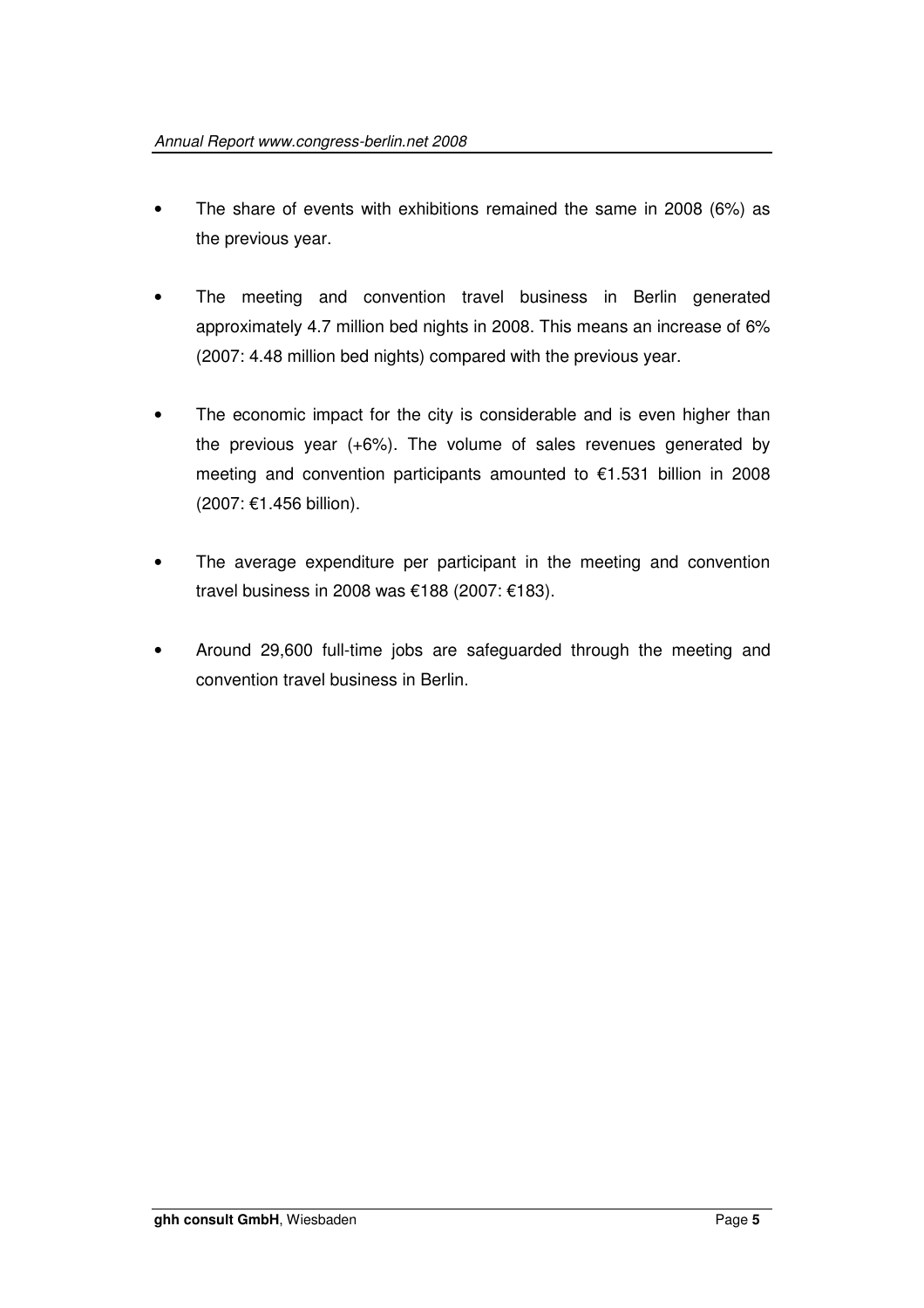- The share of events with exhibitions remained the same in 2008 (6%) as the previous year.

- The meeting and convention travel business in Berlin generated approximately 4.7 million bed nights in 2008. This means an increase of 6% (2007: 4.48 million bed nights) compared with the previous year.

- The economic impact for the city is considerable and is even higher than the previous year (+6%). The volume of sales revenues generated by meeting and convention participants amounted to €1.531 billion in 2008 (2007: €1.456 billion).

- The average expenditure per participant in the meeting and convention travel business in 2008 was €188 (2007: €183).

- Around 29,600 full-time jobs are safeguarded through the meeting and convention travel business in Berlin.